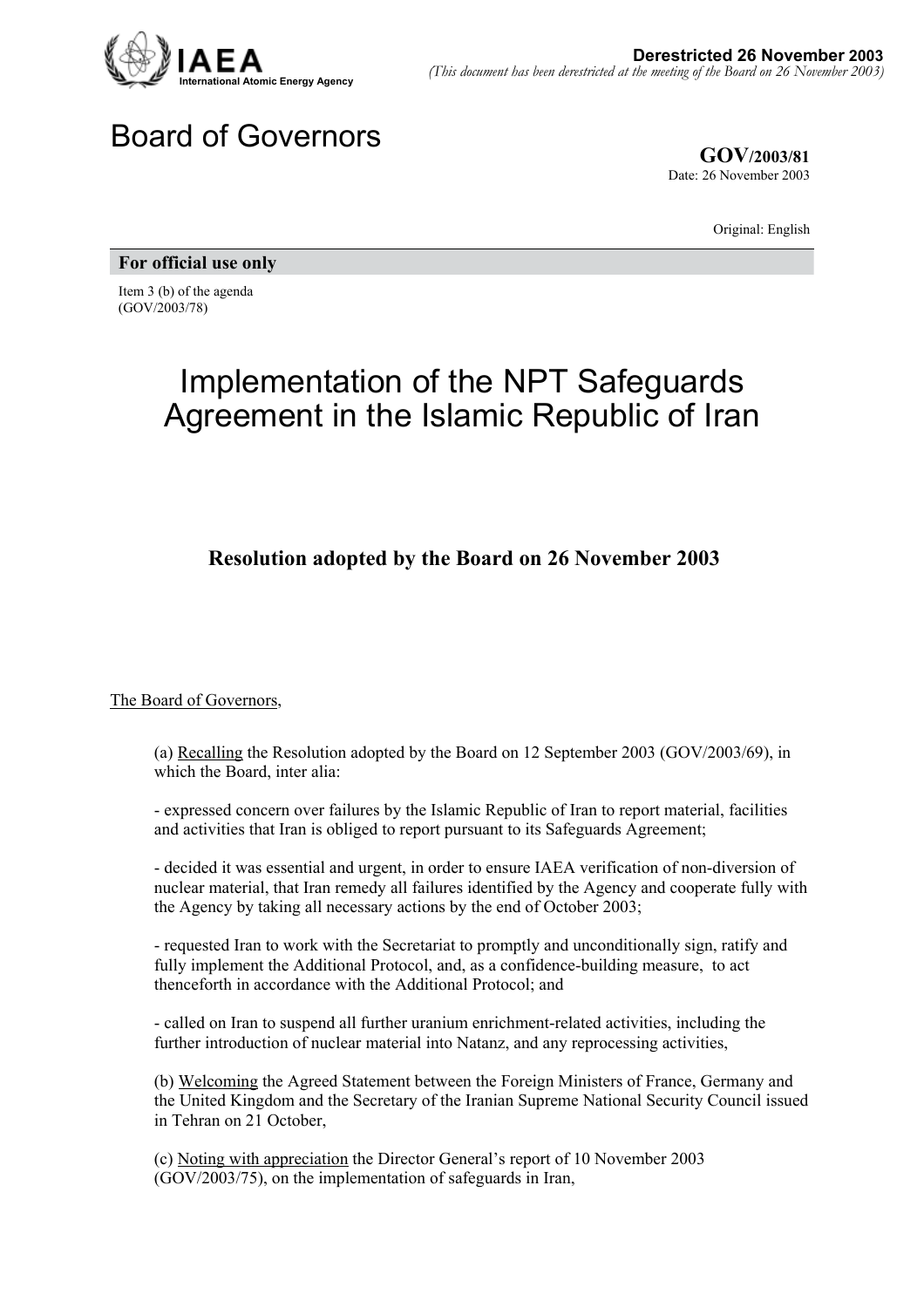IAEA
International Atomic Energy Agency

**Derestricted 26 November 2003**
*(This document has been derestricted at the meeting of the Board on 26 November 2003)*

# Board of Governors

**GOV/2003/81**
Date: 26 November 2003

Original: English

**For official use only**

Item 3 (b) of the agenda
(GOV/2003/78)

# Implementation of the NPT Safeguards Agreement in the Islamic Republic of Iran

## Resolution adopted by the Board on 26 November 2003

The Board of Governors,

(a) Recalling the Resolution adopted by the Board on 12 September 2003 (GOV/2003/69), in which the Board, inter alia:

- expressed concern over failures by the Islamic Republic of Iran to report material, facilities and activities that Iran is obliged to report pursuant to its Safeguards Agreement;

- decided it was essential and urgent, in order to ensure IAEA verification of non-diversion of nuclear material, that Iran remedy all failures identified by the Agency and cooperate fully with the Agency by taking all necessary actions by the end of October 2003;

- requested Iran to work with the Secretariat to promptly and unconditionally sign, ratify and fully implement the Additional Protocol, and, as a confidence-building measure, to act thenceforth in accordance with the Additional Protocol; and

- called on Iran to suspend all further uranium enrichment-related activities, including the further introduction of nuclear material into Natanz, and any reprocessing activities,

(b) Welcoming the Agreed Statement between the Foreign Ministers of France, Germany and the United Kingdom and the Secretary of the Iranian Supreme National Security Council issued in Tehran on 21 October,

(c) Noting with appreciation the Director General's report of 10 November 2003 (GOV/2003/75), on the implementation of safeguards in Iran,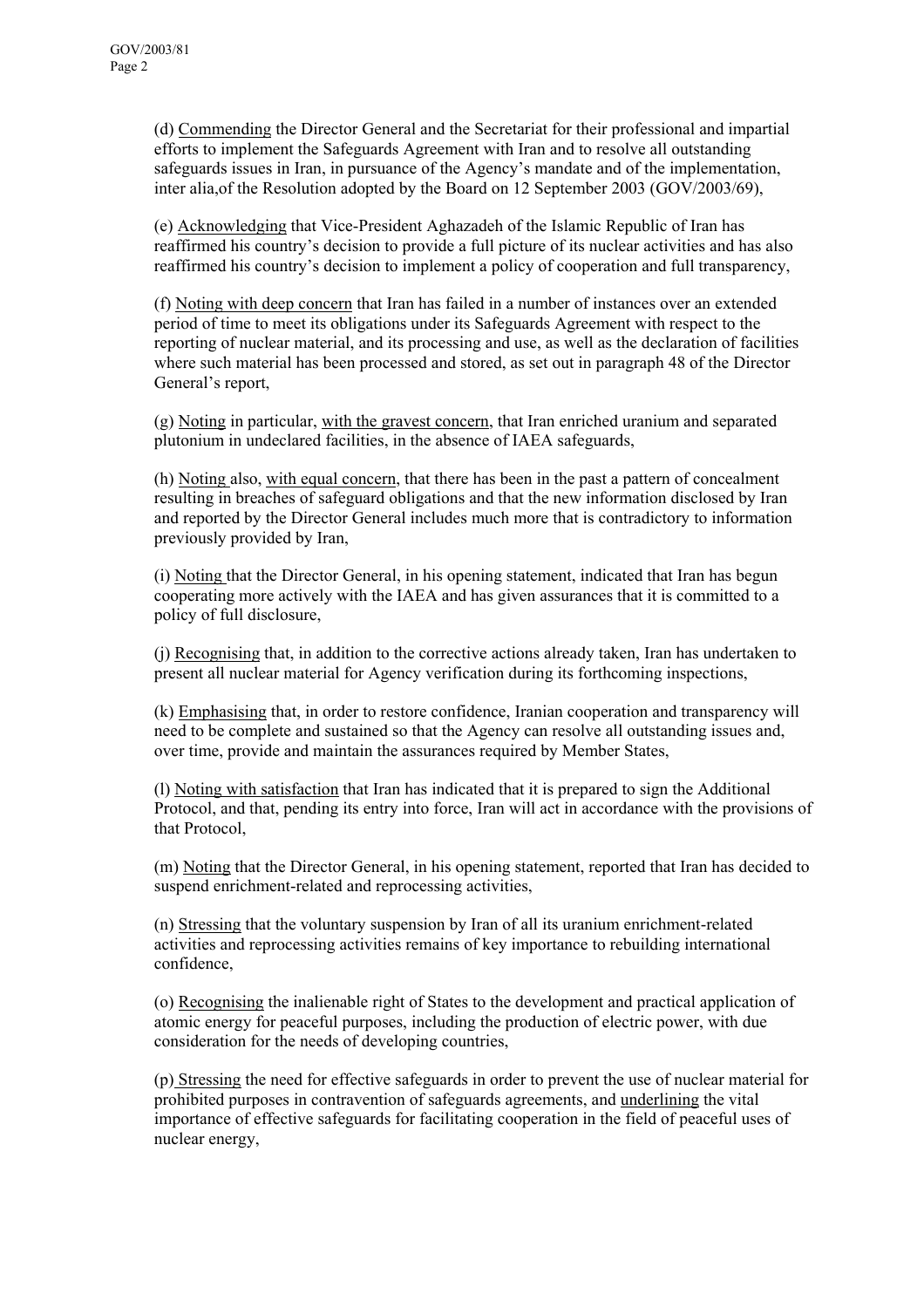(d) Commending the Director General and the Secretariat for their professional and impartial efforts to implement the Safeguards Agreement with Iran and to resolve all outstanding safeguards issues in Iran, in pursuance of the Agency's mandate and of the implementation, inter alia,of the Resolution adopted by the Board on 12 September 2003 (GOV/2003/69),

(e) Acknowledging that Vice-President Aghazadeh of the Islamic Republic of Iran has reaffirmed his country's decision to provide a full picture of its nuclear activities and has also reaffirmed his country's decision to implement a policy of cooperation and full transparency,

(f) Noting with deep concern that Iran has failed in a number of instances over an extended period of time to meet its obligations under its Safeguards Agreement with respect to the reporting of nuclear material, and its processing and use, as well as the declaration of facilities where such material has been processed and stored, as set out in paragraph 48 of the Director General's report,

(g) Noting in particular, with the gravest concern, that Iran enriched uranium and separated plutonium in undeclared facilities, in the absence of IAEA safeguards,

(h) Noting also, with equal concern, that there has been in the past a pattern of concealment resulting in breaches of safeguard obligations and that the new information disclosed by Iran and reported by the Director General includes much more that is contradictory to information previously provided by Iran,

(i) Noting that the Director General, in his opening statement, indicated that Iran has begun cooperating more actively with the IAEA and has given assurances that it is committed to a policy of full disclosure,

(j) Recognising that, in addition to the corrective actions already taken, Iran has undertaken to present all nuclear material for Agency verification during its forthcoming inspections,

(k) Emphasising that, in order to restore confidence, Iranian cooperation and transparency will need to be complete and sustained so that the Agency can resolve all outstanding issues and, over time, provide and maintain the assurances required by Member States,

(l) Noting with satisfaction that Iran has indicated that it is prepared to sign the Additional Protocol, and that, pending its entry into force, Iran will act in accordance with the provisions of that Protocol,

(m) Noting that the Director General, in his opening statement, reported that Iran has decided to suspend enrichment-related and reprocessing activities,

(n) Stressing that the voluntary suspension by Iran of all its uranium enrichment-related activities and reprocessing activities remains of key importance to rebuilding international confidence,

(o) Recognising the inalienable right of States to the development and practical application of atomic energy for peaceful purposes, including the production of electric power, with due consideration for the needs of developing countries,

(p) Stressing the need for effective safeguards in order to prevent the use of nuclear material for prohibited purposes in contravention of safeguards agreements, and underlining the vital importance of effective safeguards for facilitating cooperation in the field of peaceful uses of nuclear energy,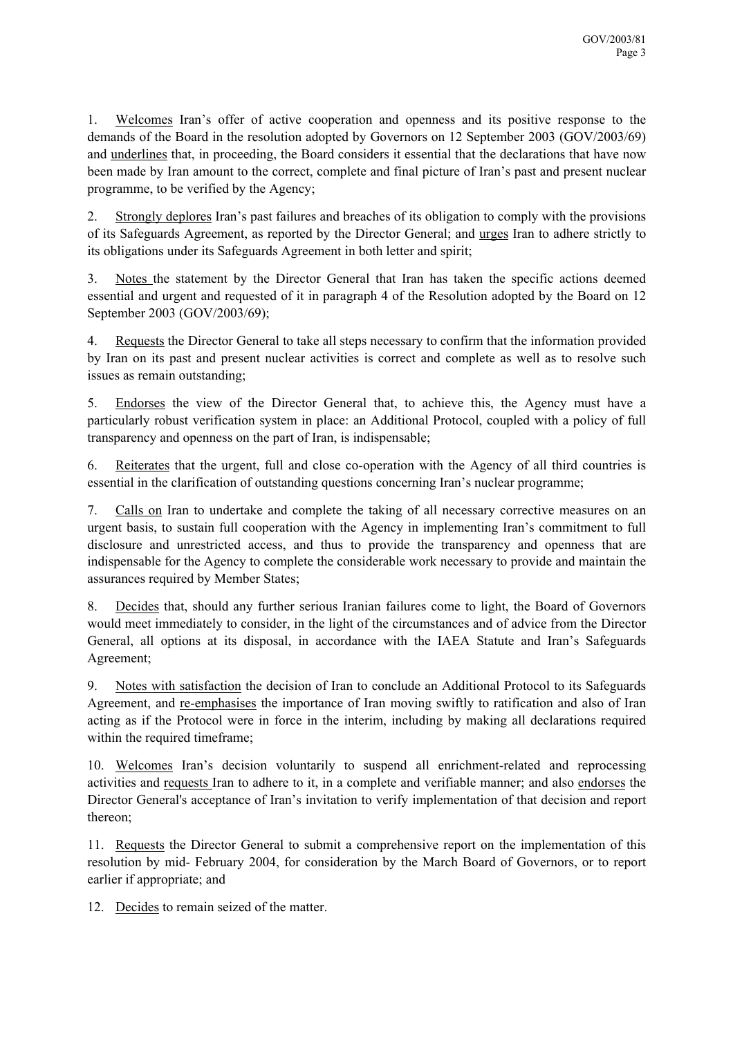1. Welcomes Iran's offer of active cooperation and openness and its positive response to the demands of the Board in the resolution adopted by Governors on 12 September 2003 (GOV/2003/69) and underlines that, in proceeding, the Board considers it essential that the declarations that have now been made by Iran amount to the correct, complete and final picture of Iran's past and present nuclear programme, to be verified by the Agency;

2. Strongly deplores Iran's past failures and breaches of its obligation to comply with the provisions of its Safeguards Agreement, as reported by the Director General; and urges Iran to adhere strictly to its obligations under its Safeguards Agreement in both letter and spirit;

3. Notes the statement by the Director General that Iran has taken the specific actions deemed essential and urgent and requested of it in paragraph 4 of the Resolution adopted by the Board on 12 September 2003 (GOV/2003/69);

4. Requests the Director General to take all steps necessary to confirm that the information provided by Iran on its past and present nuclear activities is correct and complete as well as to resolve such issues as remain outstanding;

5. Endorses the view of the Director General that, to achieve this, the Agency must have a particularly robust verification system in place: an Additional Protocol, coupled with a policy of full transparency and openness on the part of Iran, is indispensable;

6. Reiterates that the urgent, full and close co-operation with the Agency of all third countries is essential in the clarification of outstanding questions concerning Iran's nuclear programme;

7. Calls on Iran to undertake and complete the taking of all necessary corrective measures on an urgent basis, to sustain full cooperation with the Agency in implementing Iran's commitment to full disclosure and unrestricted access, and thus to provide the transparency and openness that are indispensable for the Agency to complete the considerable work necessary to provide and maintain the assurances required by Member States;

8. Decides that, should any further serious Iranian failures come to light, the Board of Governors would meet immediately to consider, in the light of the circumstances and of advice from the Director General, all options at its disposal, in accordance with the IAEA Statute and Iran's Safeguards Agreement;

9. Notes with satisfaction the decision of Iran to conclude an Additional Protocol to its Safeguards Agreement, and re-emphasises the importance of Iran moving swiftly to ratification and also of Iran acting as if the Protocol were in force in the interim, including by making all declarations required within the required timeframe;

10. Welcomes Iran's decision voluntarily to suspend all enrichment-related and reprocessing activities and requests Iran to adhere to it, in a complete and verifiable manner; and also endorses the Director General's acceptance of Iran's invitation to verify implementation of that decision and report thereon;

11. Requests the Director General to submit a comprehensive report on the implementation of this resolution by mid- February 2004, for consideration by the March Board of Governors, or to report earlier if appropriate; and

12. Decides to remain seized of the matter.